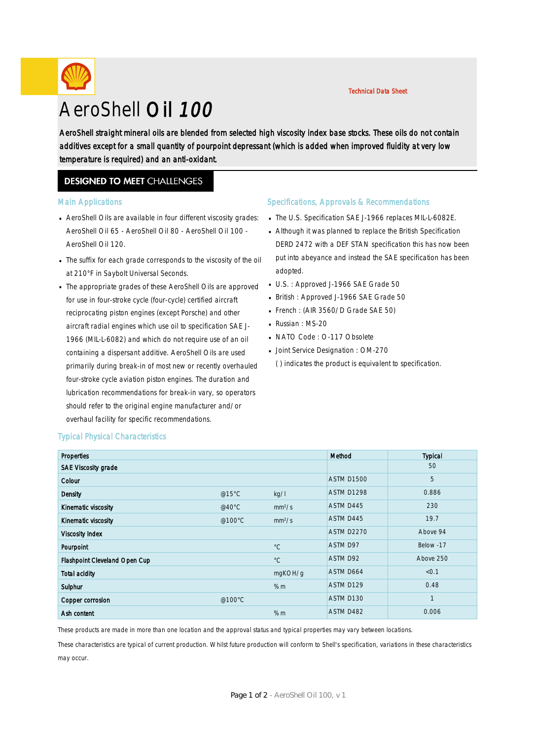Technical Data Sheet

# AeroShell Oil 100

AeroShell straight mineral oils are blended from selected high viscosity index base stocks. These oils do not contain additives except for a small quantity of pourpoint depressant (which is added when improved fluidity at very low temperature is required) and an anti-oxidant.

## DESIGNED TO MEET CHALLENGES

### Main Applications

- AeroShell Oils are available in four different viscosity grades: AeroShell Oil 65 - AeroShell Oil 80 - AeroShell Oil 100 - AeroShell Oil 120.
- The suffix for each grade corresponds to the viscosity of the oil at 210°F in Saybolt Universal Seconds.
- The appropriate grades of these AeroShell Oils are approved for use in four-stroke cycle (four-cycle) certified aircraft reciprocating piston engines (except Porsche) and other aircraft radial engines which use oil to specification SAE J-1966 (MIL-L-6082) and which do not require use of an oil containing a dispersant additive. AeroShell Oils are used primarily during break-in of most new or recently overhauled four-stroke cycle aviation piston engines. The duration and lubrication recommendations for break-in vary, so operators should refer to the original engine manufacturer and/or overhaul facility for specific recommendations.

### Specifications, Approvals & Recommendations

- The U.S. Specification SAE J-1966 replaces MIL-L-6082E.
- Although it was planned to replace the British Specification DERD 2472 with a DEF STAN specification this has now been put into abeyance and instead the SAE specification has been adopted.
- U.S. : Approved J-1966 SAE Grade 50
- British : Approved J-1966 SAE Grade 50
- French : (AIR 3560/D Grade SAE 50)
- Russian : MS-20
- NATO Code : O-117 Obsolete
- Joint Service Designation : OM-270

  ( ) indicates the product is equivalent to specification.

### Typical Physical Characteristics

| Properties | | | Method | Typical |
|---|---|---|---|---|
| SAE Viscosity grade | | | | 50 |
| Colour | | | ASTM D1500 | 5 |
| Density | @15°C | kg/l | ASTM D1298 | 0.886 |
| Kinematic viscosity | @40°C | mm²/s | ASTM D445 | 230 |
| Kinematic viscosity | @100°C | mm²/s | ASTM D445 | 19.7 |
| Viscosity Index | | | ASTM D2270 | Above 94 |
| Pourpoint | | °C | ASTM D97 | Below -17 |
| Flashpoint Cleveland Open Cup | | °C | ASTM D92 | Above 250 |
| Total acidity | | mgKOH/g | ASTM D664 | <0.1 |
| Sulphur | | %m | ASTM D129 | 0.48 |
| Copper corrosion | @100°C | | ASTM D130 | 1 |
| Ash content | | %m | ASTM D482 | 0.006 |

These products are made in more than one location and the approval status and typical properties may vary between locations.

These characteristics are typical of current production. Whilst future production will conform to Shell's specification, variations in these characteristics may occur.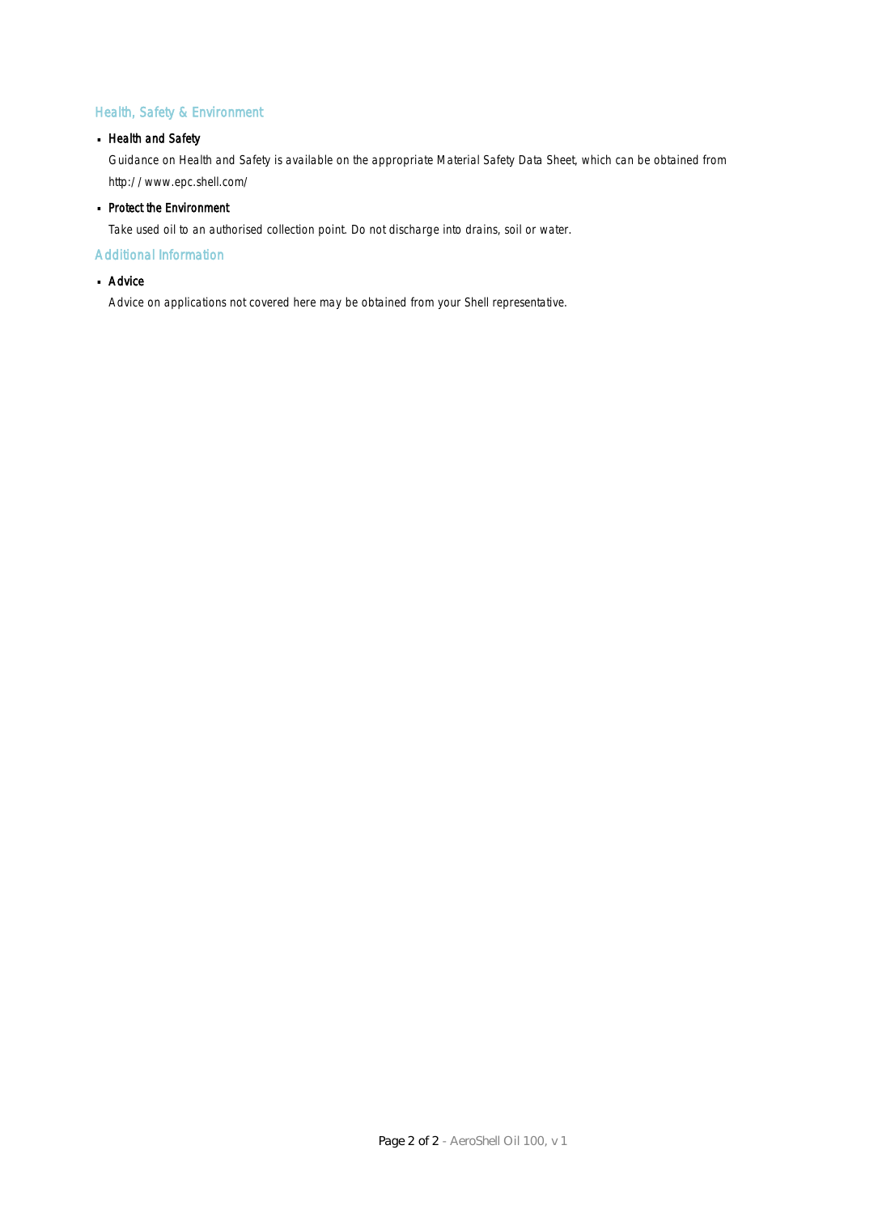## Health, Safety & Environment

- **Health and Safety**

  Guidance on Health and Safety is available on the appropriate Material Safety Data Sheet, which can be obtained from http://www.epc.shell.com/

- **Protect the Environment**

  Take used oil to an authorised collection point. Do not discharge into drains, soil or water.

## Additional Information

- **Advice**

  Advice on applications not covered here may be obtained from your Shell representative.